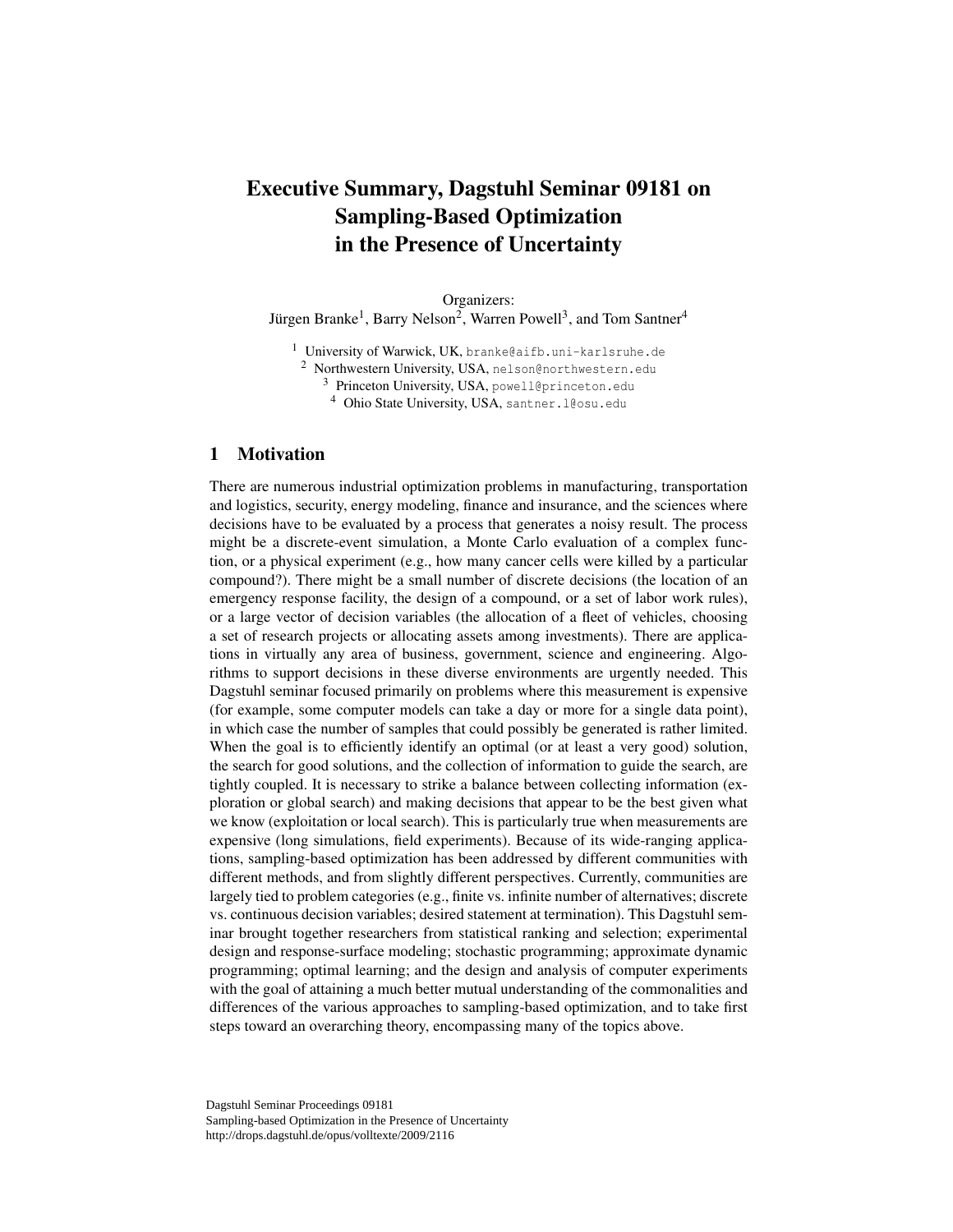# Executive Summary, Dagstuhl Seminar 09181 on Sampling-Based Optimization in the Presence of Uncertainty

Organizers:
Jürgen Branke[1], Barry Nelson[2], Warren Powell[3], and Tom Santner[4]

[1] University of Warwick, UK, branke@aifb.uni-karlsruhe.de
[2] Northwestern University, USA, nelson@northwestern.edu
[3] Princeton University, USA, powell@princeton.edu
[4] Ohio State University, USA, santner.1@osu.edu

## 1 Motivation

There are numerous industrial optimization problems in manufacturing, transportation and logistics, security, energy modeling, finance and insurance, and the sciences where decisions have to be evaluated by a process that generates a noisy result. The process might be a discrete-event simulation, a Monte Carlo evaluation of a complex function, or a physical experiment (e.g., how many cancer cells were killed by a particular compound?). There might be a small number of discrete decisions (the location of an emergency response facility, the design of a compound, or a set of labor work rules), or a large vector of decision variables (the allocation of a fleet of vehicles, choosing a set of research projects or allocating assets among investments). There are applications in virtually any area of business, government, science and engineering. Algorithms to support decisions in these diverse environments are urgently needed. This Dagstuhl seminar focused primarily on problems where this measurement is expensive (for example, some computer models can take a day or more for a single data point), in which case the number of samples that could possibly be generated is rather limited. When the goal is to efficiently identify an optimal (or at least a very good) solution, the search for good solutions, and the collection of information to guide the search, are tightly coupled. It is necessary to strike a balance between collecting information (exploration or global search) and making decisions that appear to be the best given what we know (exploitation or local search). This is particularly true when measurements are expensive (long simulations, field experiments). Because of its wide-ranging applications, sampling-based optimization has been addressed by different communities with different methods, and from slightly different perspectives. Currently, communities are largely tied to problem categories (e.g., finite vs. infinite number of alternatives; discrete vs. continuous decision variables; desired statement at termination). This Dagstuhl seminar brought together researchers from statistical ranking and selection; experimental design and response-surface modeling; stochastic programming; approximate dynamic programming; optimal learning; and the design and analysis of computer experiments with the goal of attaining a much better mutual understanding of the commonalities and differences of the various approaches to sampling-based optimization, and to take first steps toward an overarching theory, encompassing many of the topics above.

Dagstuhl Seminar Proceedings 09181
Sampling-based Optimization in the Presence of Uncertainty
http://drops.dagstuhl.de/opus/volltexte/2009/2116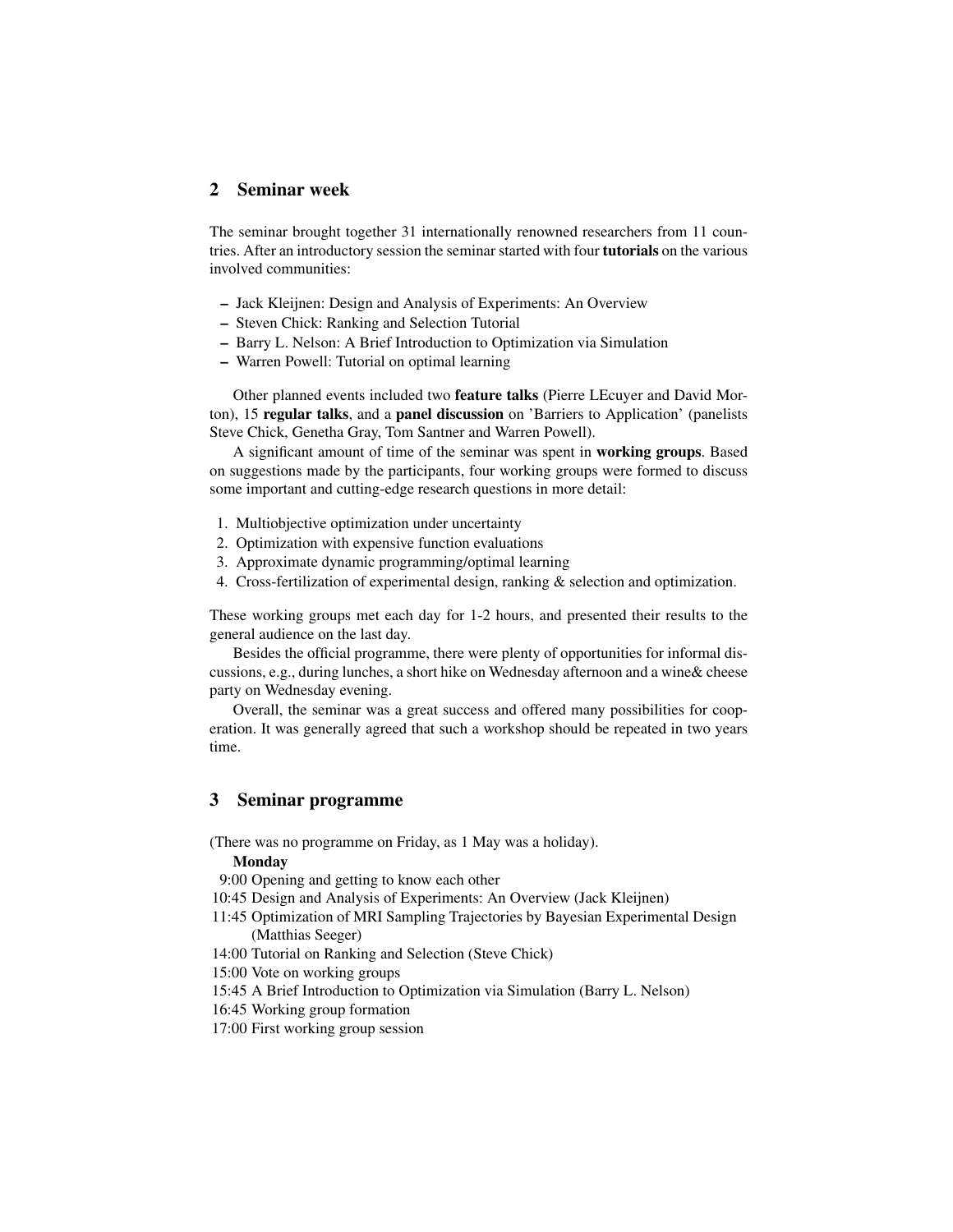## 2 Seminar week

The seminar brought together 31 internationally renowned researchers from 11 countries. After an introductory session the seminar started with four **tutorials** on the various involved communities:

- Jack Kleijnen: Design and Analysis of Experiments: An Overview
- Steven Chick: Ranking and Selection Tutorial
- Barry L. Nelson: A Brief Introduction to Optimization via Simulation
- Warren Powell: Tutorial on optimal learning

Other planned events included two **feature talks** (Pierre LEcuyer and David Morton), 15 **regular talks**, and a **panel discussion** on 'Barriers to Application' (panelists Steve Chick, Genetha Gray, Tom Santner and Warren Powell).

A significant amount of time of the seminar was spent in **working groups**. Based on suggestions made by the participants, four working groups were formed to discuss some important and cutting-edge research questions in more detail:

1. Multiobjective optimization under uncertainty
2. Optimization with expensive function evaluations
3. Approximate dynamic programming/optimal learning
4. Cross-fertilization of experimental design, ranking & selection and optimization.

These working groups met each day for 1-2 hours, and presented their results to the general audience on the last day.

Besides the official programme, there were plenty of opportunities for informal discussions, e.g., during lunches, a short hike on Wednesday afternoon and a wine& cheese party on Wednesday evening.

Overall, the seminar was a great success and offered many possibilities for cooperation. It was generally agreed that such a workshop should be repeated in two years time.

## 3 Seminar programme

(There was no programme on Friday, as 1 May was a holiday).

**Monday**

9:00 Opening and getting to know each other
10:45 Design and Analysis of Experiments: An Overview (Jack Kleijnen)
11:45 Optimization of MRI Sampling Trajectories by Bayesian Experimental Design (Matthias Seeger)
14:00 Tutorial on Ranking and Selection (Steve Chick)
15:00 Vote on working groups
15:45 A Brief Introduction to Optimization via Simulation (Barry L. Nelson)
16:45 Working group formation
17:00 First working group session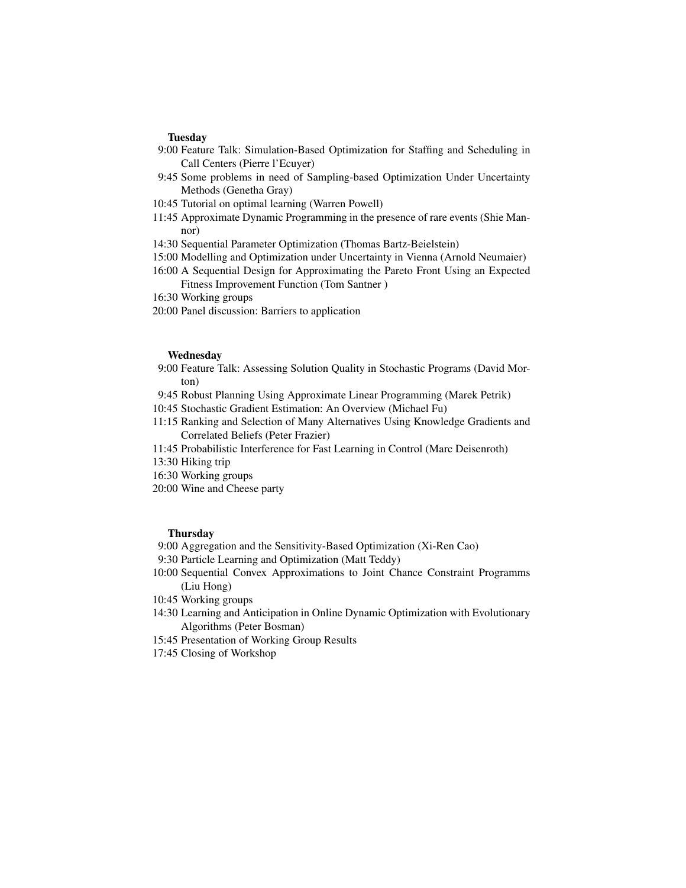**Tuesday**

- 9:00 Feature Talk: Simulation-Based Optimization for Staffing and Scheduling in Call Centers (Pierre l'Ecuyer)
- 9:45 Some problems in need of Sampling-based Optimization Under Uncertainty Methods (Genetha Gray)
- 10:45 Tutorial on optimal learning (Warren Powell)
- 11:45 Approximate Dynamic Programming in the presence of rare events (Shie Mannor)
- 14:30 Sequential Parameter Optimization (Thomas Bartz-Beielstein)
- 15:00 Modelling and Optimization under Uncertainty in Vienna (Arnold Neumaier)
- 16:00 A Sequential Design for Approximating the Pareto Front Using an Expected Fitness Improvement Function (Tom Santner )
- 16:30 Working groups
- 20:00 Panel discussion: Barriers to application

**Wednesday**

- 9:00 Feature Talk: Assessing Solution Quality in Stochastic Programs (David Morton)
- 9:45 Robust Planning Using Approximate Linear Programming (Marek Petrik)
- 10:45 Stochastic Gradient Estimation: An Overview (Michael Fu)
- 11:15 Ranking and Selection of Many Alternatives Using Knowledge Gradients and Correlated Beliefs (Peter Frazier)
- 11:45 Probabilistic Interference for Fast Learning in Control (Marc Deisenroth)
- 13:30 Hiking trip
- 16:30 Working groups
- 20:00 Wine and Cheese party

**Thursday**

- 9:00 Aggregation and the Sensitivity-Based Optimization (Xi-Ren Cao)
- 9:30 Particle Learning and Optimization (Matt Teddy)
- 10:00 Sequential Convex Approximations to Joint Chance Constraint Programms (Liu Hong)
- 10:45 Working groups
- 14:30 Learning and Anticipation in Online Dynamic Optimization with Evolutionary Algorithms (Peter Bosman)
- 15:45 Presentation of Working Group Results
- 17:45 Closing of Workshop